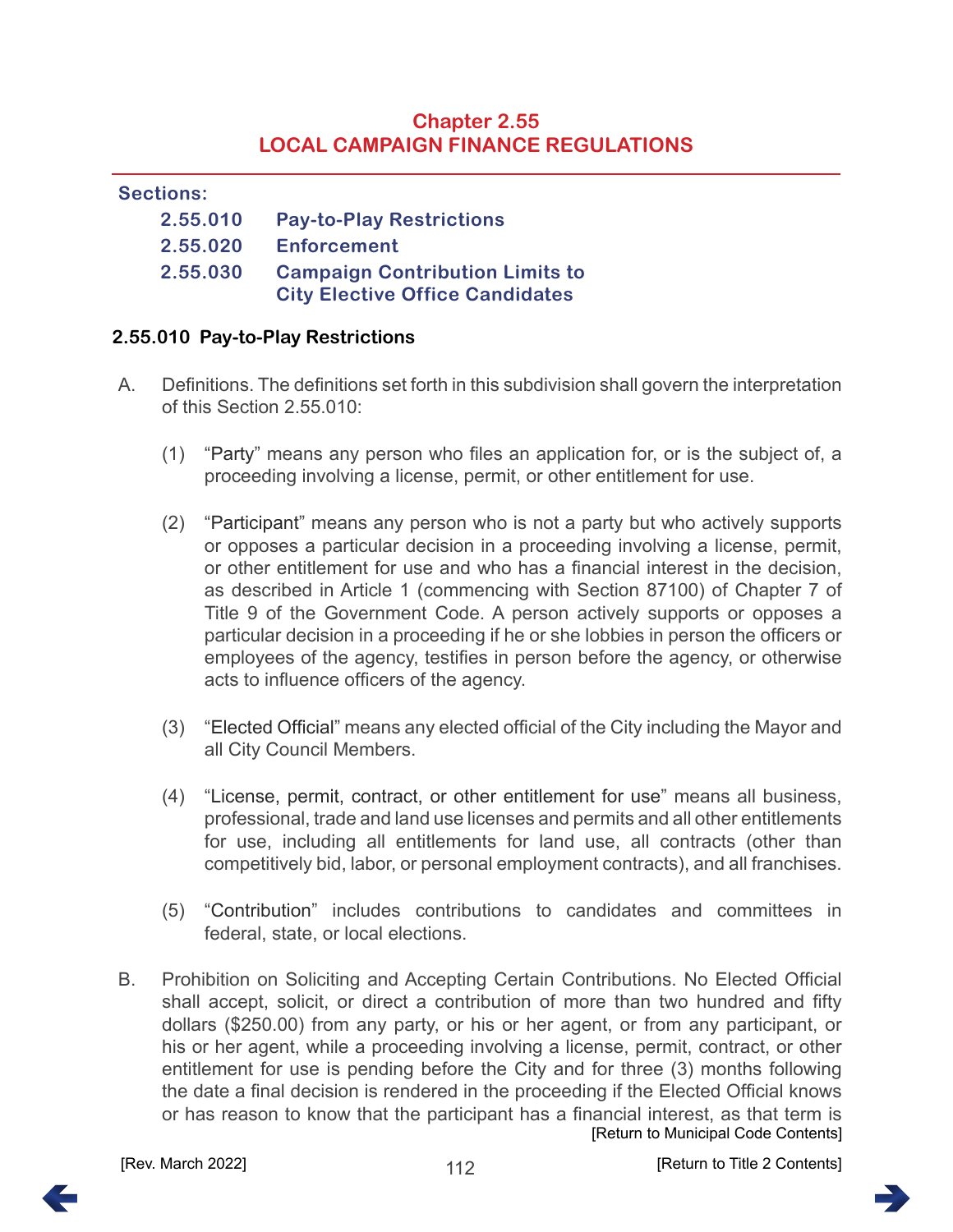# Chapter 2.55
# LOCAL CAMPAIGN FINANCE REGULATIONS

**Sections:**

- **2.55.010** **Pay-to-Play Restrictions**
- **2.55.020** **Enforcement**
- **2.55.030** **Campaign Contribution Limits to City Elective Office Candidates**

## 2.55.010 Pay-to-Play Restrictions

A. Definitions. The definitions set forth in this subdivision shall govern the interpretation of this Section 2.55.010:

(1) "Party" means any person who files an application for, or is the subject of, a proceeding involving a license, permit, or other entitlement for use.

(2) "Participant" means any person who is not a party but who actively supports or opposes a particular decision in a proceeding involving a license, permit, or other entitlement for use and who has a financial interest in the decision, as described in Article 1 (commencing with Section 87100) of Chapter 7 of Title 9 of the Government Code. A person actively supports or opposes a particular decision in a proceeding if he or she lobbies in person the officers or employees of the agency, testifies in person before the agency, or otherwise acts to influence officers of the agency.

(3) "Elected Official" means any elected official of the City including the Mayor and all City Council Members.

(4) "License, permit, contract, or other entitlement for use" means all business, professional, trade and land use licenses and permits and all other entitlements for use, including all entitlements for land use, all contracts (other than competitively bid, labor, or personal employment contracts), and all franchises.

(5) "Contribution" includes contributions to candidates and committees in federal, state, or local elections.

B. Prohibition on Soliciting and Accepting Certain Contributions. No Elected Official shall accept, solicit, or direct a contribution of more than two hundred and fifty dollars ($250.00) from any party, or his or her agent, or from any participant, or his or her agent, while a proceeding involving a license, permit, contract, or other entitlement for use is pending before the City and for three (3) months following the date a final decision is rendered in the proceeding if the Elected Official knows or has reason to know that the participant has a financial interest, as that term is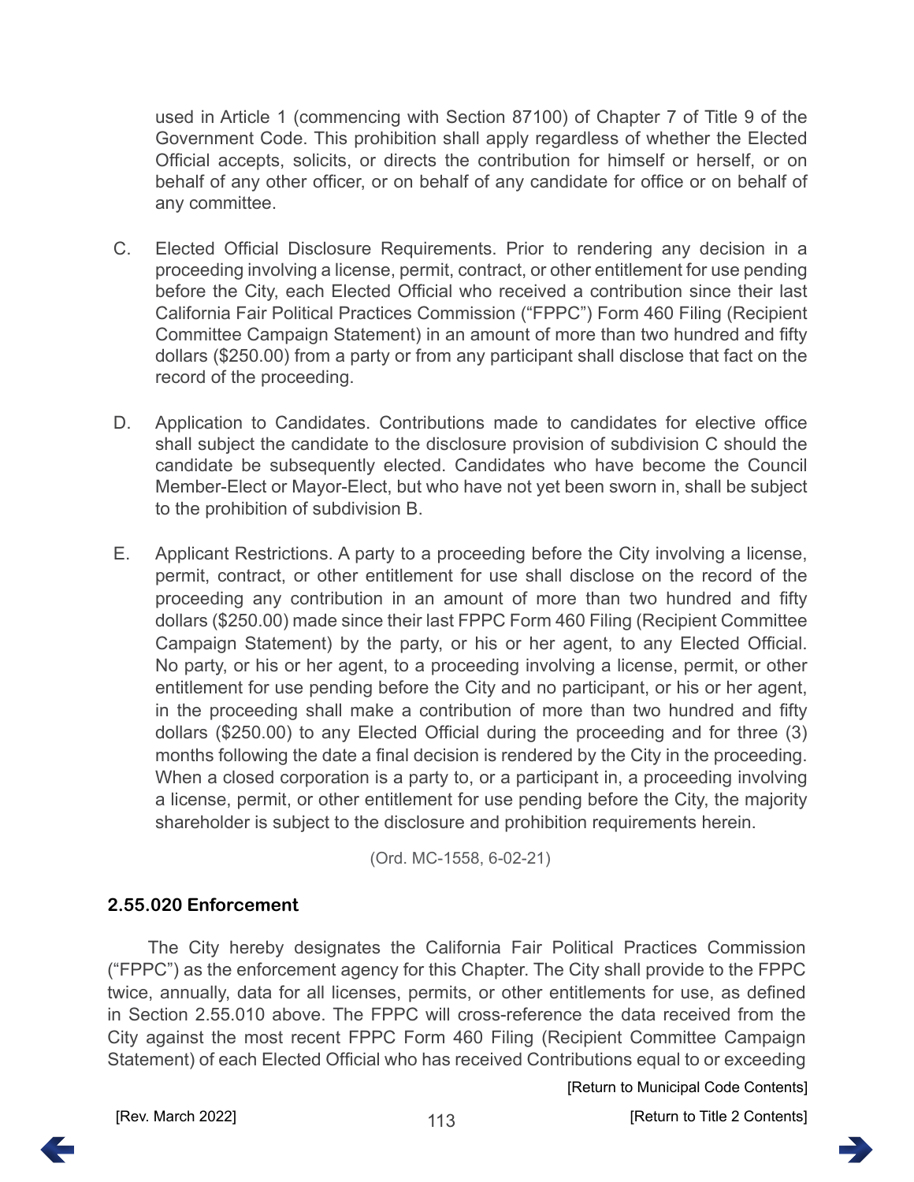used in Article 1 (commencing with Section 87100) of Chapter 7 of Title 9 of the Government Code. This prohibition shall apply regardless of whether the Elected Official accepts, solicits, or directs the contribution for himself or herself, or on behalf of any other officer, or on behalf of any candidate for office or on behalf of any committee.

C. Elected Official Disclosure Requirements. Prior to rendering any decision in a proceeding involving a license, permit, contract, or other entitlement for use pending before the City, each Elected Official who received a contribution since their last California Fair Political Practices Commission ("FPPC") Form 460 Filing (Recipient Committee Campaign Statement) in an amount of more than two hundred and fifty dollars ($250.00) from a party or from any participant shall disclose that fact on the record of the proceeding.

D. Application to Candidates. Contributions made to candidates for elective office shall subject the candidate to the disclosure provision of subdivision C should the candidate be subsequently elected. Candidates who have become the Council Member-Elect or Mayor-Elect, but who have not yet been sworn in, shall be subject to the prohibition of subdivision B.

E. Applicant Restrictions. A party to a proceeding before the City involving a license, permit, contract, or other entitlement for use shall disclose on the record of the proceeding any contribution in an amount of more than two hundred and fifty dollars ($250.00) made since their last FPPC Form 460 Filing (Recipient Committee Campaign Statement) by the party, or his or her agent, to any Elected Official. No party, or his or her agent, to a proceeding involving a license, permit, or other entitlement for use pending before the City and no participant, or his or her agent, in the proceeding shall make a contribution of more than two hundred and fifty dollars ($250.00) to any Elected Official during the proceeding and for three (3) months following the date a final decision is rendered by the City in the proceeding. When a closed corporation is a party to, or a participant in, a proceeding involving a license, permit, or other entitlement for use pending before the City, the majority shareholder is subject to the disclosure and prohibition requirements herein.

(Ord. MC-1558, 6-02-21)

### 2.55.020 Enforcement

The City hereby designates the California Fair Political Practices Commission ("FPPC") as the enforcement agency for this Chapter. The City shall provide to the FPPC twice, annually, data for all licenses, permits, or other entitlements for use, as defined in Section 2.55.010 above. The FPPC will cross-reference the data received from the City against the most recent FPPC Form 460 Filing (Recipient Committee Campaign Statement) of each Elected Official who has received Contributions equal to or exceeding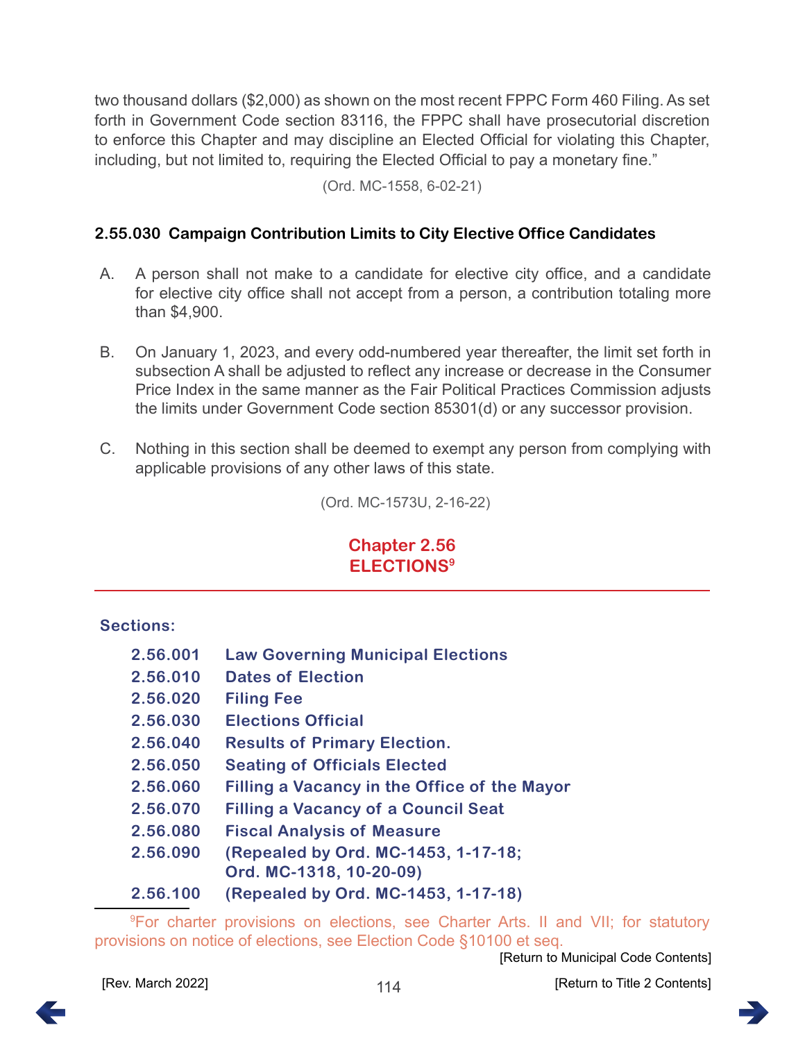two thousand dollars ($2,000) as shown on the most recent FPPC Form 460 Filing. As set forth in Government Code section 83116, the FPPC shall have prosecutorial discretion to enforce this Chapter and may discipline an Elected Official for violating this Chapter, including, but not limited to, requiring the Elected Official to pay a monetary fine."

(Ord. MC-1558, 6-02-21)

### 2.55.030 Campaign Contribution Limits to City Elective Office Candidates

A. A person shall not make to a candidate for elective city office, and a candidate for elective city office shall not accept from a person, a contribution totaling more than $4,900.

B. On January 1, 2023, and every odd-numbered year thereafter, the limit set forth in subsection A shall be adjusted to reflect any increase or decrease in the Consumer Price Index in the same manner as the Fair Political Practices Commission adjusts the limits under Government Code section 85301(d) or any successor provision.

C. Nothing in this section shall be deemed to exempt any person from complying with applicable provisions of any other laws of this state.

(Ord. MC-1573U, 2-16-22)

## Chapter 2.56
## ELECTIONS[9]

**Sections:**

| | |
|---|---|
| 2.56.001 | Law Governing Municipal Elections |
| 2.56.010 | Dates of Election |
| 2.56.020 | Filing Fee |
| 2.56.030 | Elections Official |
| 2.56.040 | Results of Primary Election. |
| 2.56.050 | Seating of Officials Elected |
| 2.56.060 | Filling a Vacancy in the Office of the Mayor |
| 2.56.070 | Filling a Vacancy of a Council Seat |
| 2.56.080 | Fiscal Analysis of Measure |
| 2.56.090 | (Repealed by Ord. MC-1453, 1-17-18; Ord. MC-1318, 10-20-09) |
| 2.56.100 | (Repealed by Ord. MC-1453, 1-17-18) |

[9] For charter provisions on elections, see Charter Arts. II and VII; for statutory provisions on notice of elections, see Election Code §10100 et seq.